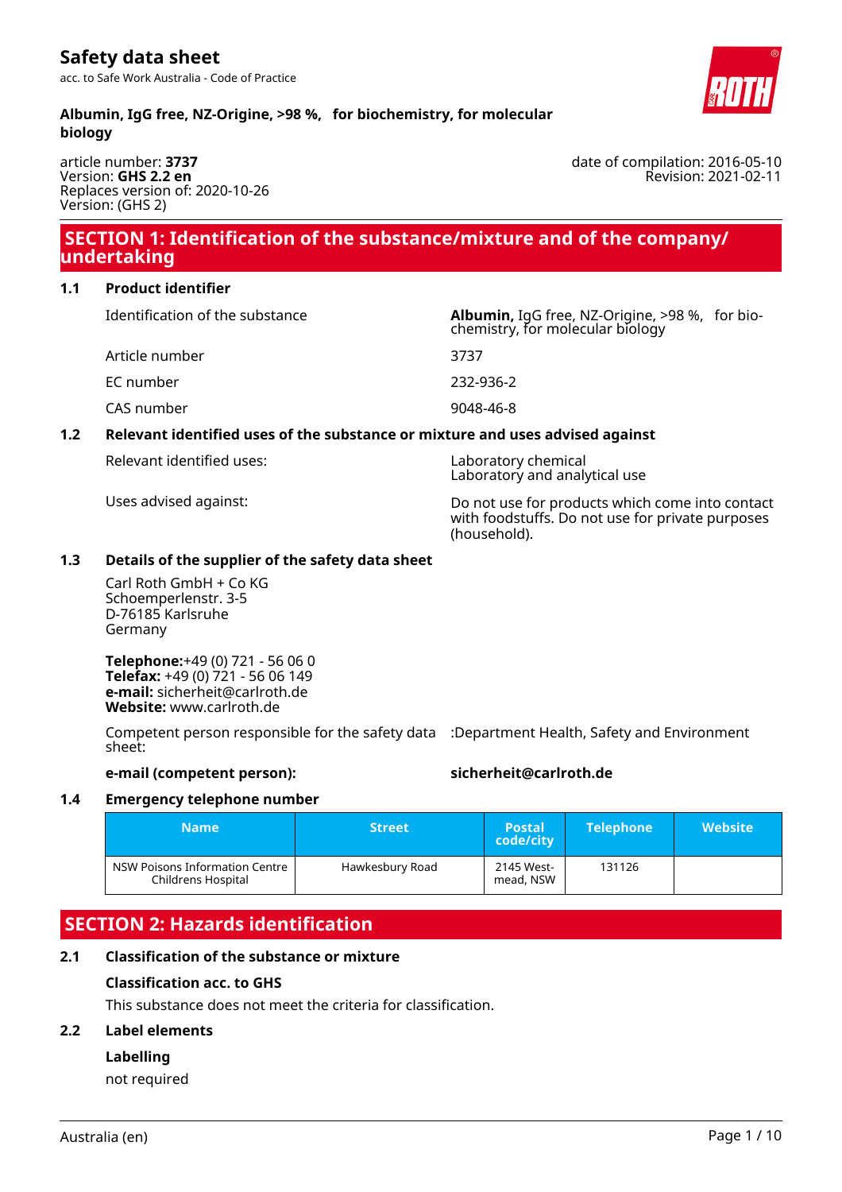# Safety data sheet

acc. to Safe Work Australia - Code of Practice

**Albumin, IgG free, NZ-Origine, >98 %, for biochemistry, for molecular biology**

article number: **3737**
Version: **GHS 2.2 en**
Replaces version of: 2020-10-26
Version: (GHS 2)

date of compilation: 2016-05-10
Revision: 2021-02-11

## SECTION 1: Identification of the substance/mixture and of the company/undertaking

### 1.1 Product identifier

| | |
|---|---|
| Identification of the substance | **Albumin,** IgG free, NZ-Origine, >98 %, for biochemistry, for molecular biology |
| Article number | 3737 |
| EC number | 232-936-2 |
| CAS number | 9048-46-8 |

### 1.2 Relevant identified uses of the substance or mixture and uses advised against

| | |
|---|---|
| Relevant identified uses: | Laboratory chemical<br>Laboratory and analytical use |
| Uses advised against: | Do not use for products which come into contact with foodstuffs. Do not use for private purposes (household). |

### 1.3 Details of the supplier of the safety data sheet

Carl Roth GmbH + Co KG
Schoemperlenstr. 3-5
D-76185 Karlsruhe
Germany

**Telephone:**+49 (0) 721 - 56 06 0
**Telefax:** +49 (0) 721 - 56 06 149
**e-mail:** sicherheit@carlroth.de
**Website:** www.carlroth.de

Competent person responsible for the safety data sheet: :Department Health, Safety and Environment

**e-mail (competent person):** **sicherheit@carlroth.de**

### 1.4 Emergency telephone number

| Name | Street | Postal code/city | Telephone | Website |
|---|---|---|---|---|
| NSW Poisons Information Centre Childrens Hospital | Hawkesbury Road | 2145 Westmead, NSW | 131126 | |

## SECTION 2: Hazards identification

### 2.1 Classification of the substance or mixture

**Classification acc. to GHS**

This substance does not meet the criteria for classification.

### 2.2 Label elements

**Labelling**

not required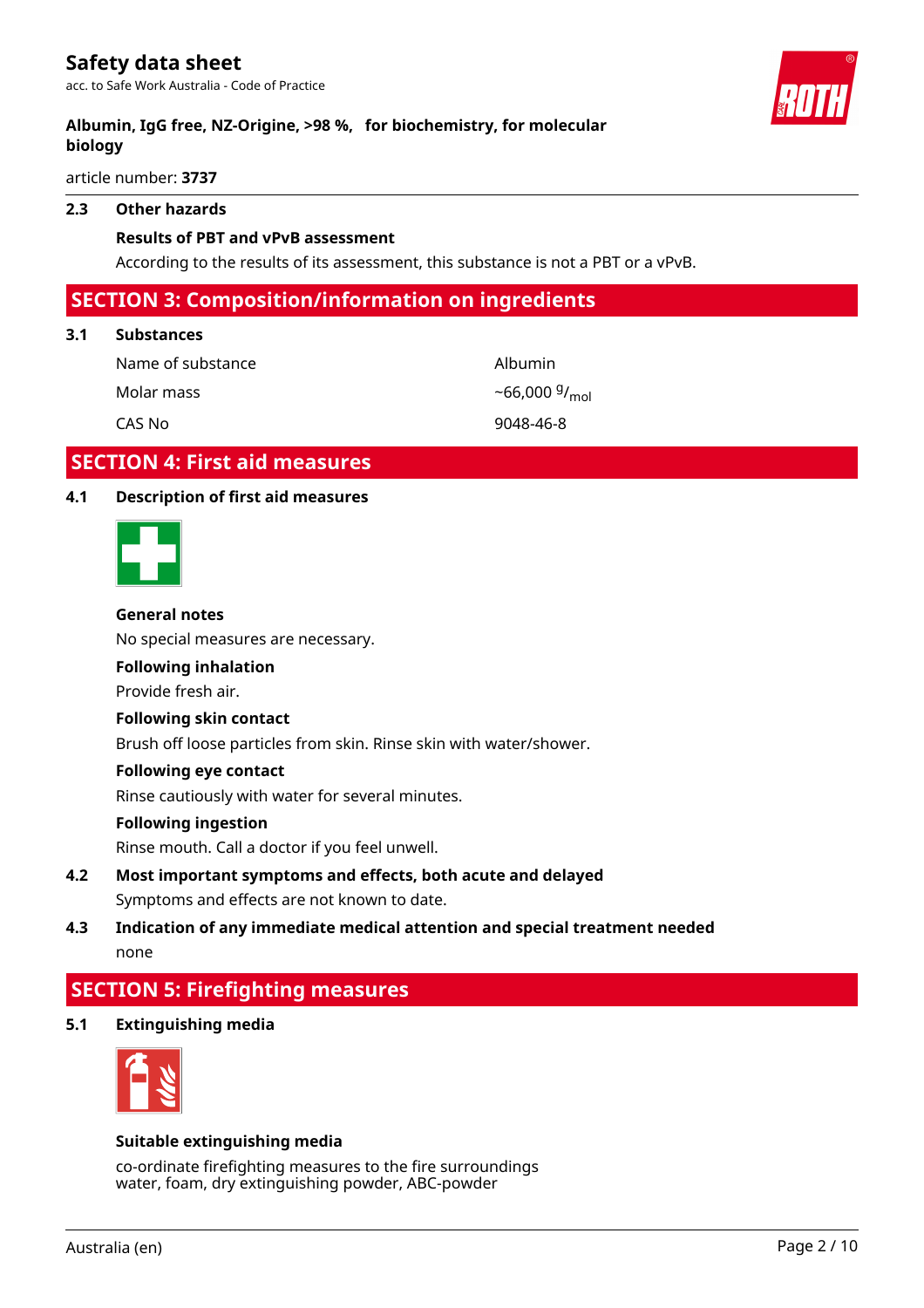### 2.3 Other hazards

**Results of PBT and vPvB assessment**

According to the results of its assessment, this substance is not a PBT or a vPvB.

## SECTION 3: Composition/information on ingredients

### 3.1 Substances

| | |
|---|---|
| Name of substance | Albumin |
| Molar mass | ~66,000 $^{g}/_{mol}$ |
| CAS No | 9048-46-8 |

## SECTION 4: First aid measures

### 4.1 Description of first aid measures

**General notes**

No special measures are necessary.

**Following inhalation**

Provide fresh air.

**Following skin contact**

Brush off loose particles from skin. Rinse skin with water/shower.

**Following eye contact**

Rinse cautiously with water for several minutes.

**Following ingestion**

Rinse mouth. Call a doctor if you feel unwell.

### 4.2 Most important symptoms and effects, both acute and delayed

Symptoms and effects are not known to date.

### 4.3 Indication of any immediate medical attention and special treatment needed

none

## SECTION 5: Firefighting measures

### 5.1 Extinguishing media

**Suitable extinguishing media**

co-ordinate firefighting measures to the fire surroundings
water, foam, dry extinguishing powder, ABC-powder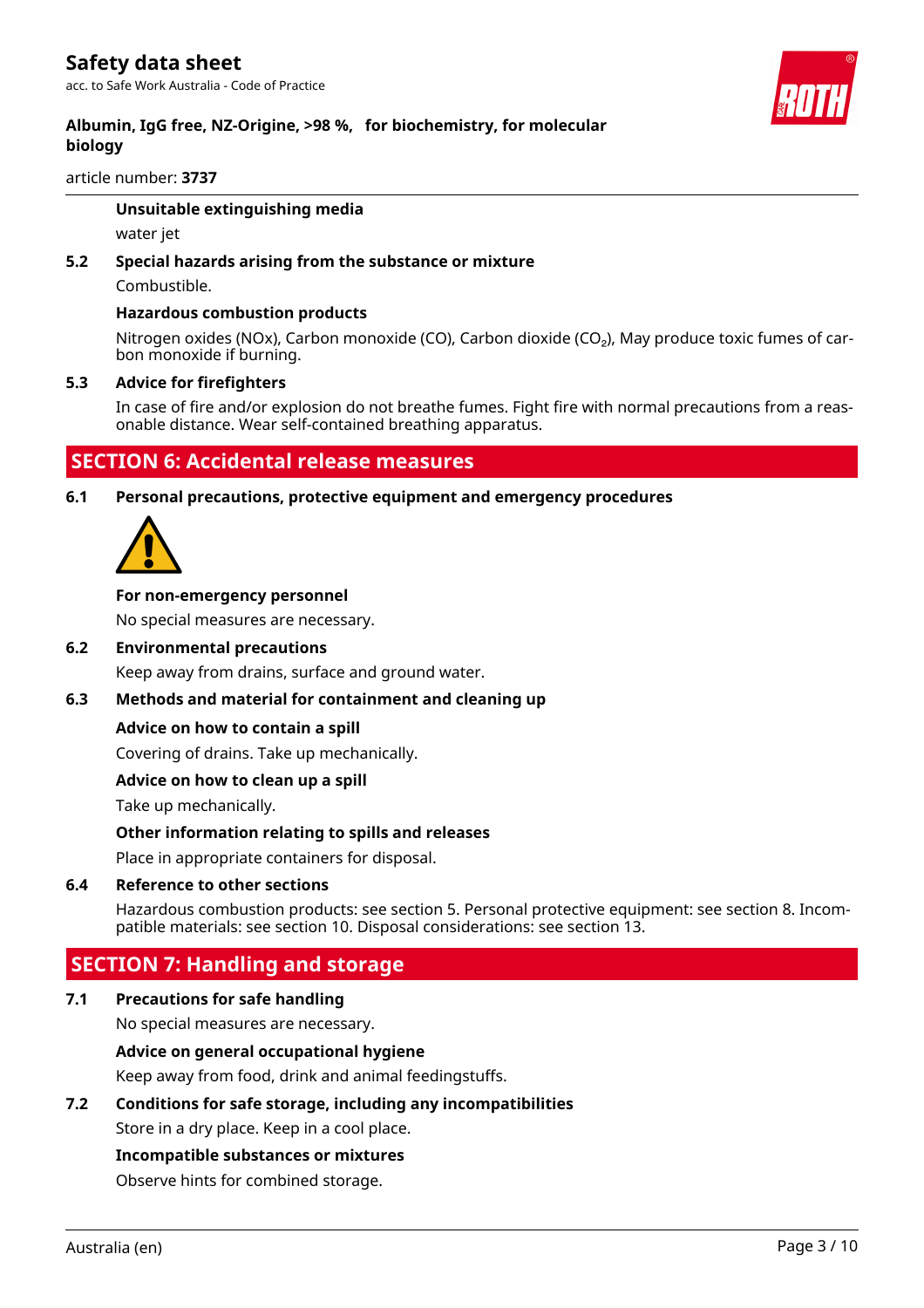#### Unsuitable extinguishing media

water jet

### 5.2 Special hazards arising from the substance or mixture

Combustible.

#### Hazardous combustion products

Nitrogen oxides (NOx), Carbon monoxide (CO), Carbon dioxide ($CO_2$), May produce toxic fumes of carbon monoxide if burning.

### 5.3 Advice for firefighters

In case of fire and/or explosion do not breathe fumes. Fight fire with normal precautions from a reasonable distance. Wear self-contained breathing apparatus.

## SECTION 6: Accidental release measures

### 6.1 Personal precautions, protective equipment and emergency procedures

#### For non-emergency personnel

No special measures are necessary.

### 6.2 Environmental precautions

Keep away from drains, surface and ground water.

### 6.3 Methods and material for containment and cleaning up

#### Advice on how to contain a spill

Covering of drains. Take up mechanically.

#### Advice on how to clean up a spill

Take up mechanically.

#### Other information relating to spills and releases

Place in appropriate containers for disposal.

### 6.4 Reference to other sections

Hazardous combustion products: see section 5. Personal protective equipment: see section 8. Incompatible materials: see section 10. Disposal considerations: see section 13.

## SECTION 7: Handling and storage

### 7.1 Precautions for safe handling

No special measures are necessary.

#### Advice on general occupational hygiene

Keep away from food, drink and animal feedingstuffs.

### 7.2 Conditions for safe storage, including any incompatibilities

Store in a dry place. Keep in a cool place.

#### Incompatible substances or mixtures

Observe hints for combined storage.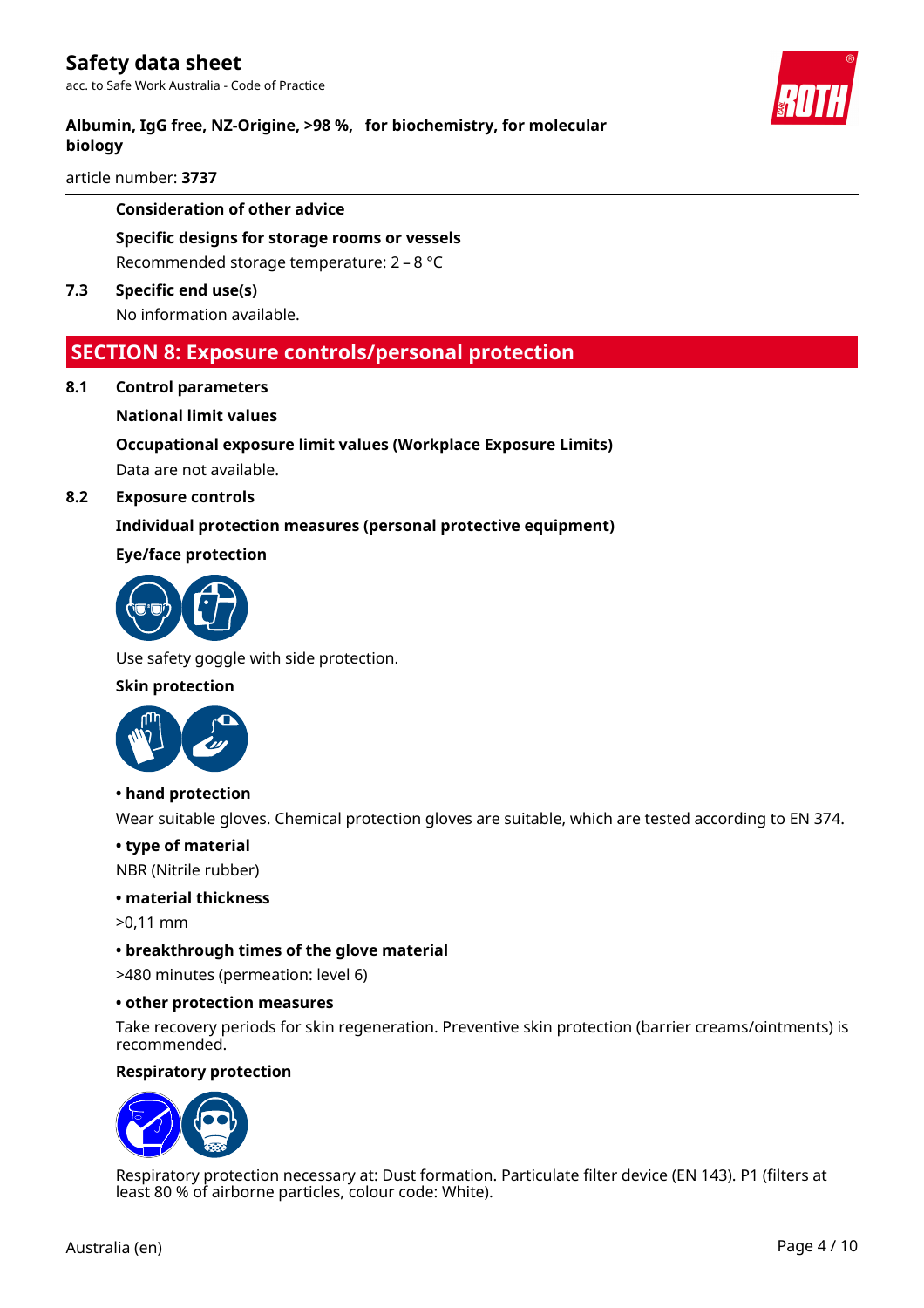**Consideration of other advice**

**Specific designs for storage rooms or vessels**

Recommended storage temperature: 2 – 8 °C

**7.3 Specific end use(s)**

No information available.

## SECTION 8: Exposure controls/personal protection

**8.1 Control parameters**

**National limit values**

**Occupational exposure limit values (Workplace Exposure Limits)**

Data are not available.

**8.2 Exposure controls**

**Individual protection measures (personal protective equipment)**

**Eye/face protection**

Use safety goggle with side protection.

**Skin protection**

**• hand protection**

Wear suitable gloves. Chemical protection gloves are suitable, which are tested according to EN 374.

**• type of material**

NBR (Nitrile rubber)

**• material thickness**

>0,11 mm

**• breakthrough times of the glove material**

>480 minutes (permeation: level 6)

**• other protection measures**

Take recovery periods for skin regeneration. Preventive skin protection (barrier creams/ointments) is recommended.

**Respiratory protection**

Respiratory protection necessary at: Dust formation. Particulate filter device (EN 143). P1 (filters at least 80 % of airborne particles, colour code: White).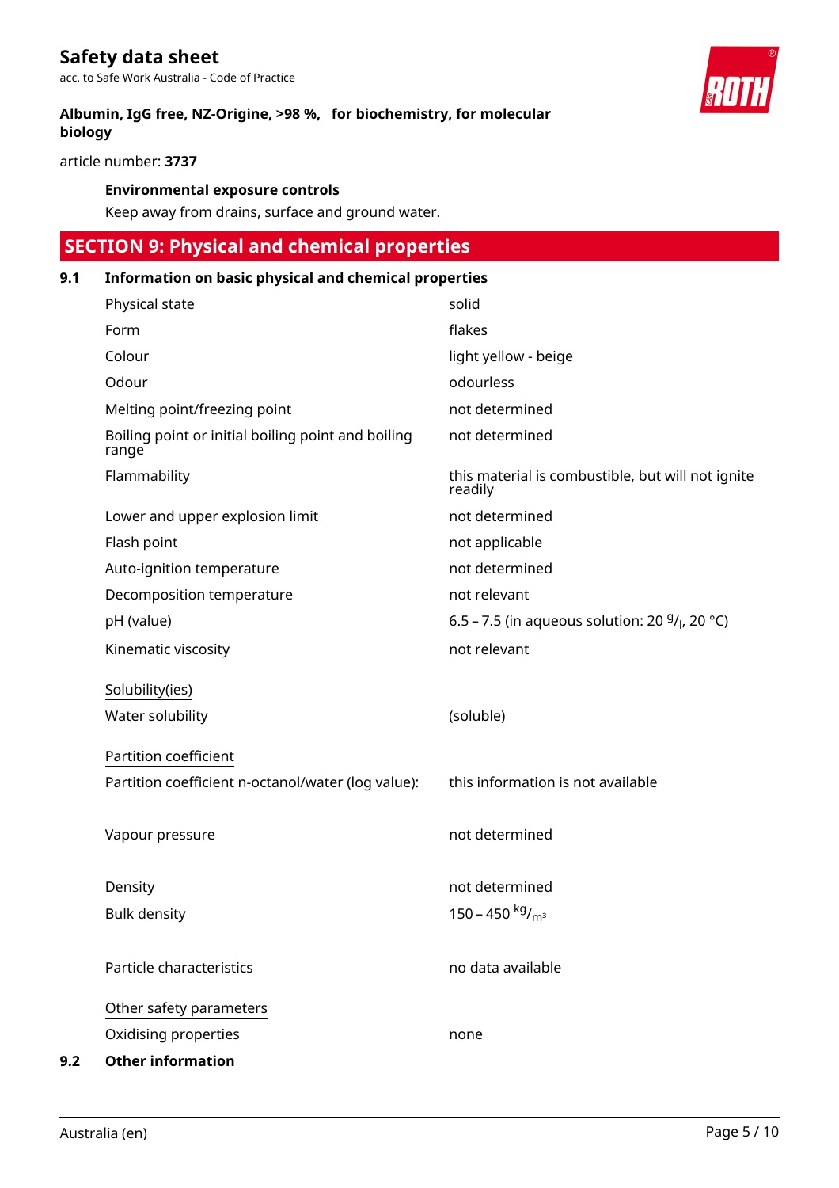**Environmental exposure controls**

Keep away from drains, surface and ground water.

## SECTION 9: Physical and chemical properties

### 9.1 Information on basic physical and chemical properties

| Property | Value |
|---|---|
| Physical state | solid |
| Form | flakes |
| Colour | light yellow - beige |
| Odour | odourless |
| Melting point/freezing point | not determined |
| Boiling point or initial boiling point and boiling range | not determined |
| Flammability | this material is combustible, but will not ignite readily |
| Lower and upper explosion limit | not determined |
| Flash point | not applicable |
| Auto-ignition temperature | not determined |
| Decomposition temperature | not relevant |
| pH (value) | 6.5 – 7.5 (in aqueous solution: 20 $^{g}/_{l}$, 20 °C) |
| Kinematic viscosity | not relevant |

Solubility(ies)

| Property | Value |
|---|---|
| Water solubility | (soluble) |

Partition coefficient

| Property | Value |
|---|---|
| Partition coefficient n-octanol/water (log value): | this information is not available |
| Vapour pressure | not determined |
| Density | not determined |
| Bulk density | 150 – 450 $^{kg}/_{m^3}$ |
| Particle characteristics | no data available |

Other safety parameters

| Property | Value |
|---|---|
| Oxidising properties | none |

### 9.2 Other information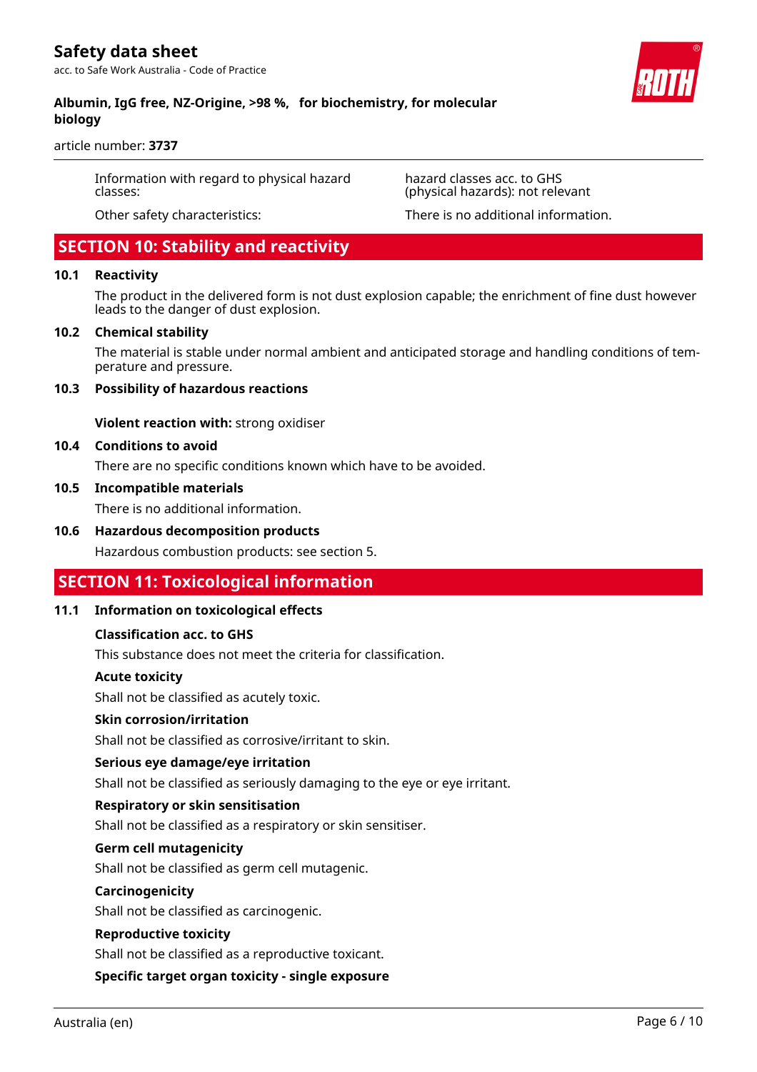| | |
|---|---|
| Information with regard to physical hazard classes: | hazard classes acc. to GHS (physical hazards): not relevant |
| Other safety characteristics: | There is no additional information. |

## SECTION 10: Stability and reactivity

### 10.1 Reactivity

The product in the delivered form is not dust explosion capable; the enrichment of fine dust however leads to the danger of dust explosion.

### 10.2 Chemical stability

The material is stable under normal ambient and anticipated storage and handling conditions of temperature and pressure.

### 10.3 Possibility of hazardous reactions

**Violent reaction with:** strong oxidiser

### 10.4 Conditions to avoid

There are no specific conditions known which have to be avoided.

### 10.5 Incompatible materials

There is no additional information.

### 10.6 Hazardous decomposition products

Hazardous combustion products: see section 5.

## SECTION 11: Toxicological information

### 11.1 Information on toxicological effects

**Classification acc. to GHS**

This substance does not meet the criteria for classification.

**Acute toxicity**

Shall not be classified as acutely toxic.

**Skin corrosion/irritation**

Shall not be classified as corrosive/irritant to skin.

**Serious eye damage/eye irritation**

Shall not be classified as seriously damaging to the eye or eye irritant.

**Respiratory or skin sensitisation**

Shall not be classified as a respiratory or skin sensitiser.

**Germ cell mutagenicity**

Shall not be classified as germ cell mutagenic.

**Carcinogenicity**

Shall not be classified as carcinogenic.

**Reproductive toxicity**

Shall not be classified as a reproductive toxicant.

**Specific target organ toxicity - single exposure**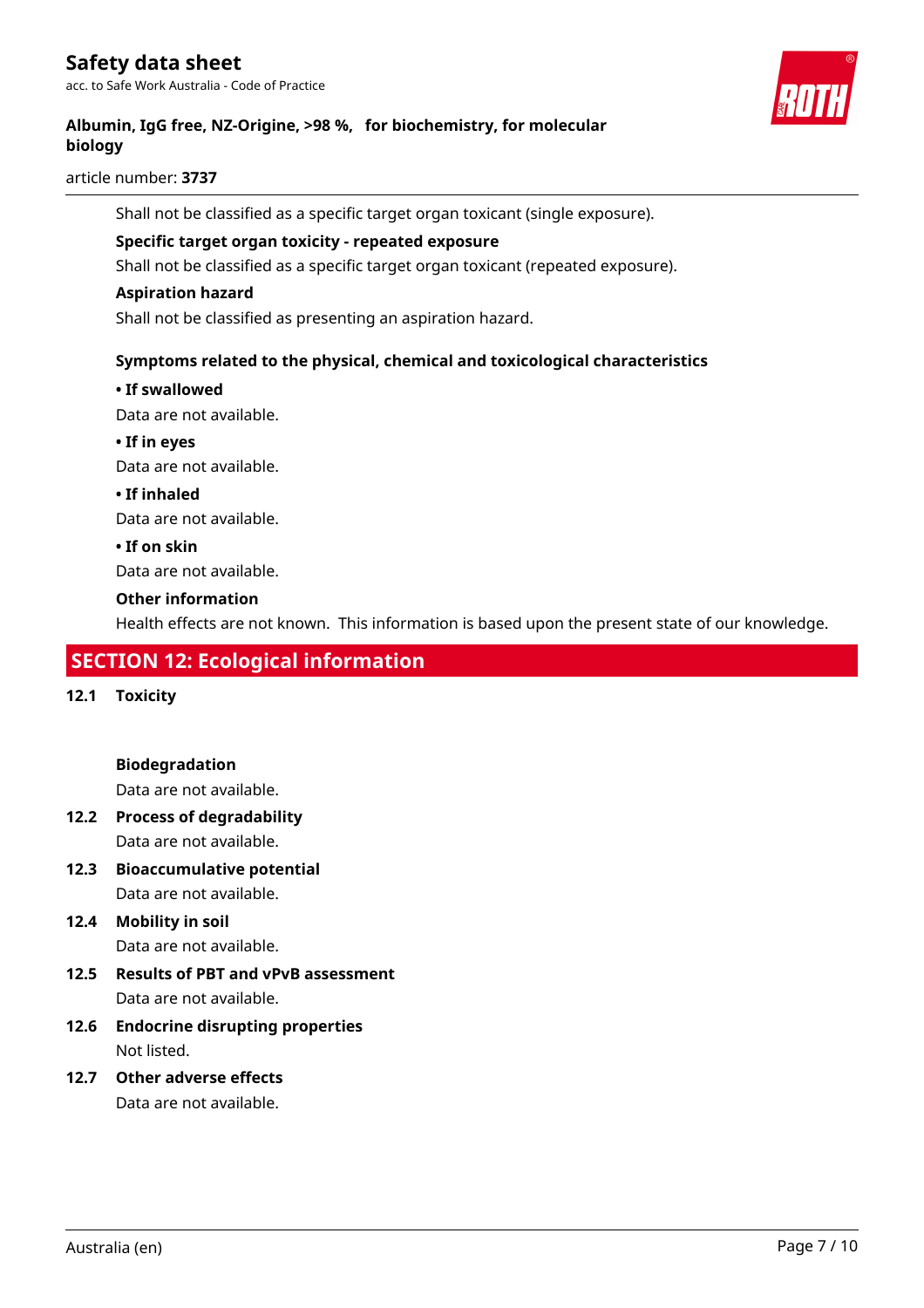Shall not be classified as a specific target organ toxicant (single exposure).

**Specific target organ toxicity - repeated exposure**

Shall not be classified as a specific target organ toxicant (repeated exposure).

**Aspiration hazard**

Shall not be classified as presenting an aspiration hazard.

**Symptoms related to the physical, chemical and toxicological characteristics**

**• If swallowed**

Data are not available.

**• If in eyes**

Data are not available.

**• If inhaled**

Data are not available.

**• If on skin**

Data are not available.

**Other information**

Health effects are not known. This information is based upon the present state of our knowledge.

## SECTION 12: Ecological information

### 12.1 Toxicity

**Biodegradation**

Data are not available.

### 12.2 Process of degradability

Data are not available.

### 12.3 Bioaccumulative potential

Data are not available.

### 12.4 Mobility in soil

Data are not available.

### 12.5 Results of PBT and vPvB assessment

Data are not available.

### 12.6 Endocrine disrupting properties

Not listed.

### 12.7 Other adverse effects

Data are not available.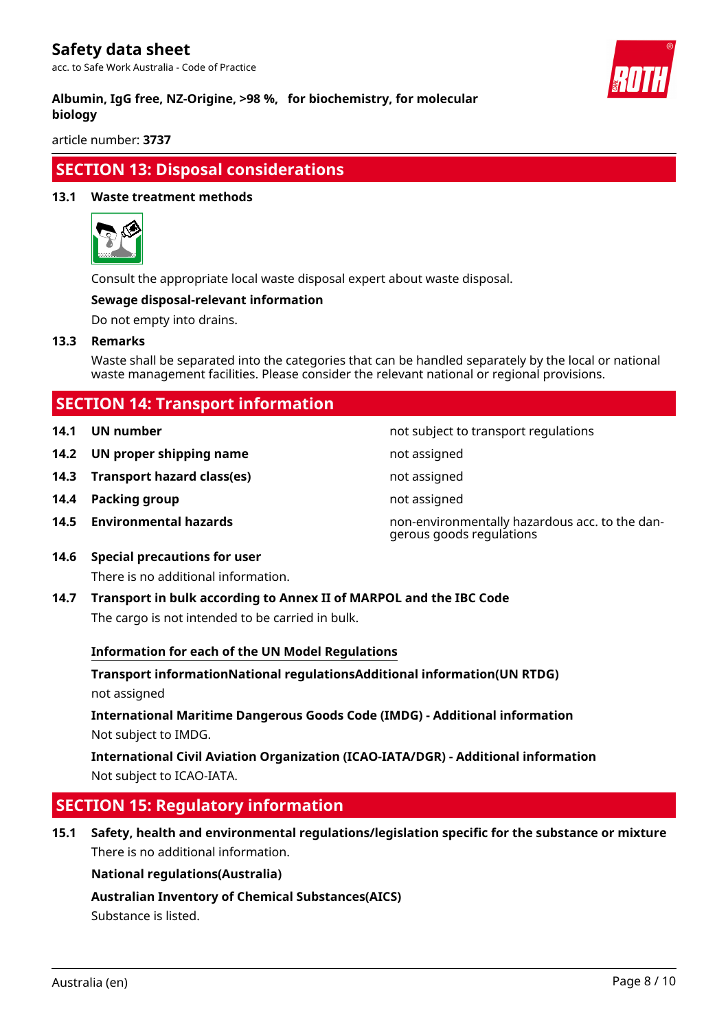## SECTION 13: Disposal considerations

### 13.1 Waste treatment methods

Consult the appropriate local waste disposal expert about waste disposal.

**Sewage disposal-relevant information**

Do not empty into drains.

### 13.3 Remarks

Waste shall be separated into the categories that can be handled separately by the local or national waste management facilities. Please consider the relevant national or regional provisions.

## SECTION 14: Transport information

| | | |
|---|---|---|
| 14.1 | UN number | not subject to transport regulations |
| 14.2 | UN proper shipping name | not assigned |
| 14.3 | Transport hazard class(es) | not assigned |
| 14.4 | Packing group | not assigned |
| 14.5 | Environmental hazards | non-environmentally hazardous acc. to the dangerous goods regulations |

### 14.6 Special precautions for user

There is no additional information.

### 14.7 Transport in bulk according to Annex II of MARPOL and the IBC Code

The cargo is not intended to be carried in bulk.

**Information for each of the UN Model Regulations**

**Transport informationNational regulationsAdditional information(UN RTDG)**

not assigned

**International Maritime Dangerous Goods Code (IMDG) - Additional information**

Not subject to IMDG.

**International Civil Aviation Organization (ICAO-IATA/DGR) - Additional information**

Not subject to ICAO-IATA.

## SECTION 15: Regulatory information

### 15.1 Safety, health and environmental regulations/legislation specific for the substance or mixture

There is no additional information.

**National regulations(Australia)**

**Australian Inventory of Chemical Substances(AICS)**

Substance is listed.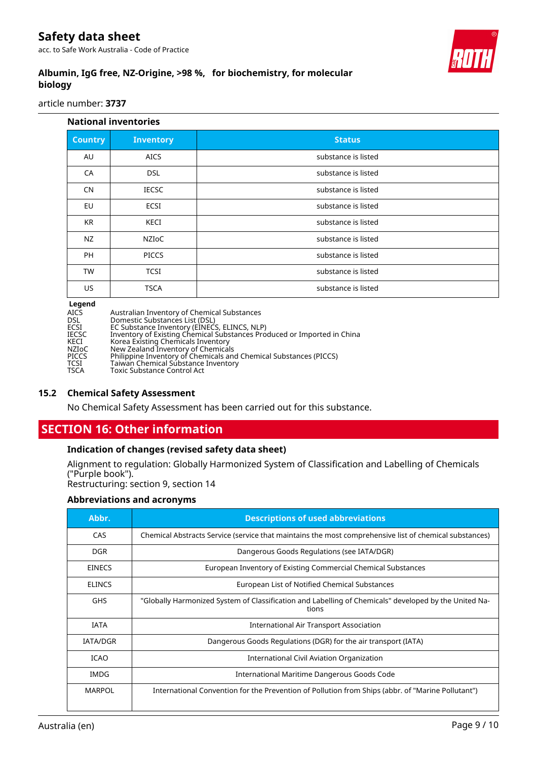### National inventories

| Country | Inventory | Status |
|---|---|---|
| AU | AICS | substance is listed |
| CA | DSL | substance is listed |
| CN | IECSC | substance is listed |
| EU | ECSI | substance is listed |
| KR | KECI | substance is listed |
| NZ | NZIoC | substance is listed |
| PH | PICCS | substance is listed |
| TW | TCSI | substance is listed |
| US | TSCA | substance is listed |

**Legend**

| | |
|---|---|
| AICS | Australian Inventory of Chemical Substances |
| DSL | Domestic Substances List (DSL) |
| ECSI | EC Substance Inventory (EINECS, ELINCS, NLP) |
| IECSC | Inventory of Existing Chemical Substances Produced or Imported in China |
| KECI | Korea Existing Chemicals Inventory |
| NZIoC | New Zealand Inventory of Chemicals |
| PICCS | Philippine Inventory of Chemicals and Chemical Substances (PICCS) |
| TCSI | Taiwan Chemical Substance Inventory |
| TSCA | Toxic Substance Control Act |

## 15.2 Chemical Safety Assessment

No Chemical Safety Assessment has been carried out for this substance.

# SECTION 16: Other information

### Indication of changes (revised safety data sheet)

Alignment to regulation: Globally Harmonized System of Classification and Labelling of Chemicals ("Purple book").
Restructuring: section 9, section 14

### Abbreviations and acronyms

| Abbr. | Descriptions of used abbreviations |
|---|---|
| CAS | Chemical Abstracts Service (service that maintains the most comprehensive list of chemical substances) |
| DGR | Dangerous Goods Regulations (see IATA/DGR) |
| EINECS | European Inventory of Existing Commercial Chemical Substances |
| ELINCS | European List of Notified Chemical Substances |
| GHS | "Globally Harmonized System of Classification and Labelling of Chemicals" developed by the United Nations |
| IATA | International Air Transport Association |
| IATA/DGR | Dangerous Goods Regulations (DGR) for the air transport (IATA) |
| ICAO | International Civil Aviation Organization |
| IMDG | International Maritime Dangerous Goods Code |
| MARPOL | International Convention for the Prevention of Pollution from Ships (abbr. of "Marine Pollutant") |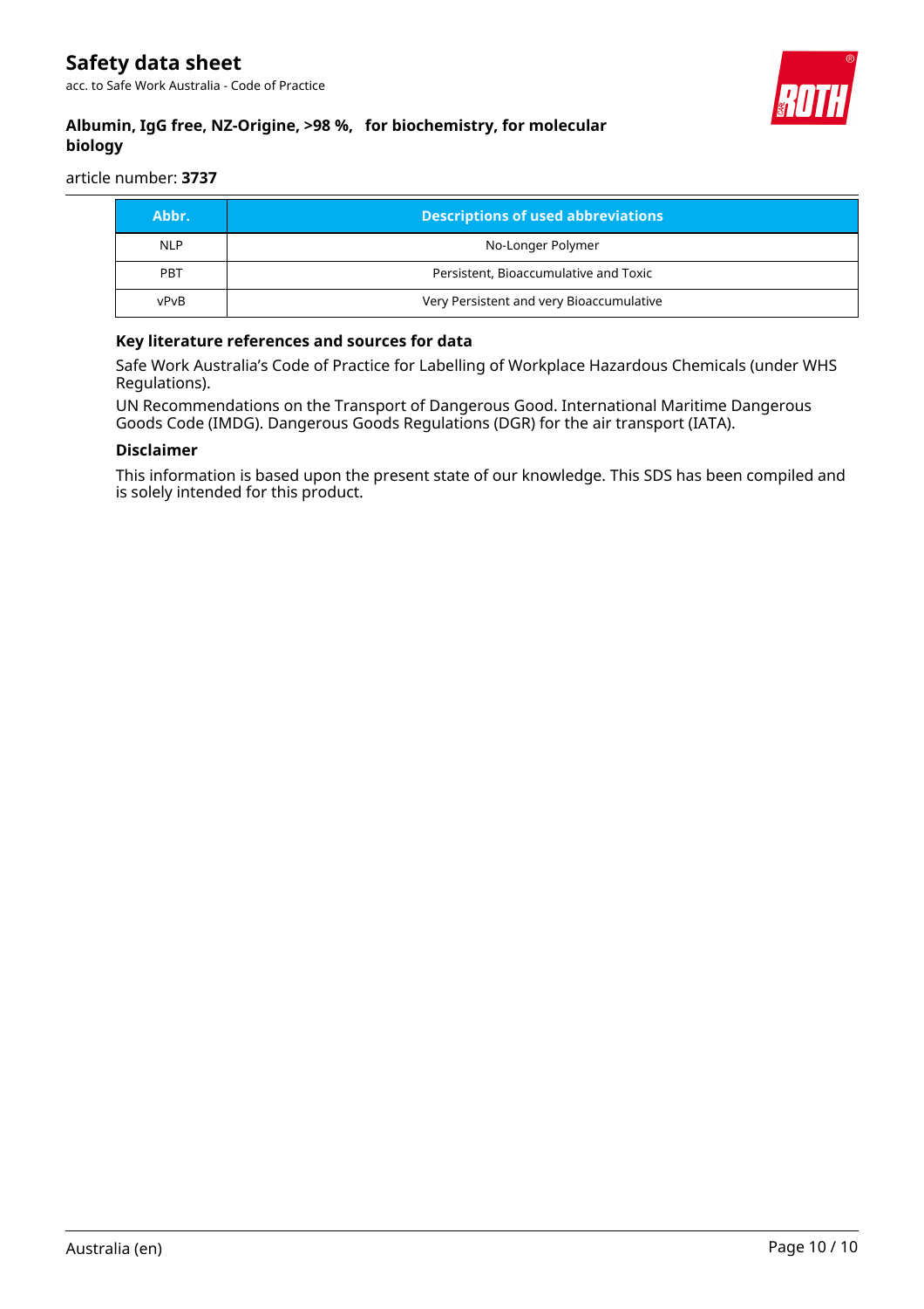| Abbr. | Descriptions of used abbreviations |
| --- | --- |
| NLP | No-Longer Polymer |
| PBT | Persistent, Bioaccumulative and Toxic |
| vPvB | Very Persistent and very Bioaccumulative |

### Key literature references and sources for data

Safe Work Australia’s Code of Practice for Labelling of Workplace Hazardous Chemicals (under WHS Regulations).

UN Recommendations on the Transport of Dangerous Good. International Maritime Dangerous Goods Code (IMDG). Dangerous Goods Regulations (DGR) for the air transport (IATA).

### Disclaimer

This information is based upon the present state of our knowledge. This SDS has been compiled and is solely intended for this product.